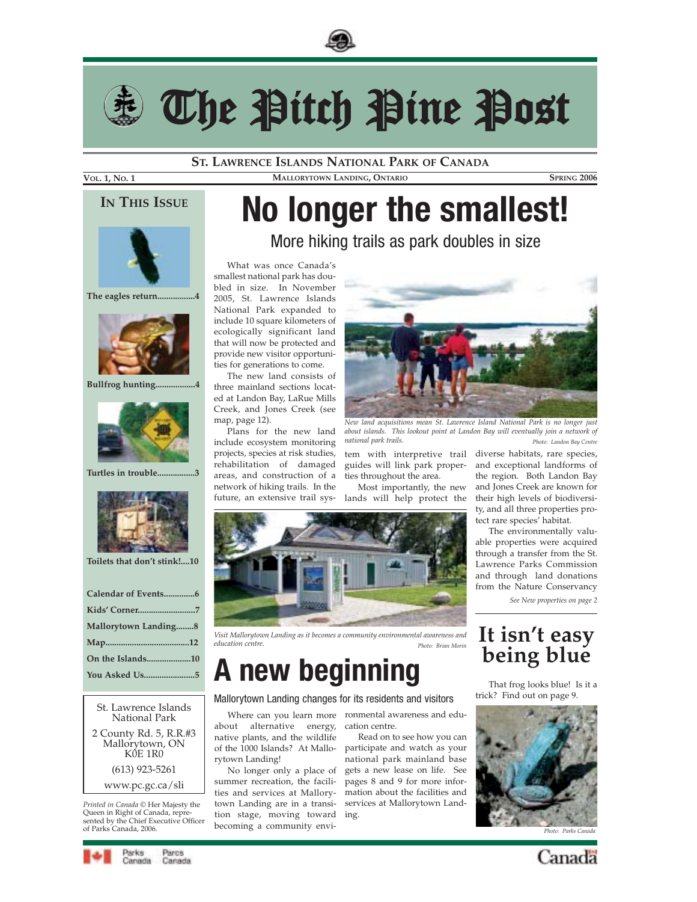# The Pitch Pine Post

**St. Lawrence Islands National Park of Canada**

**Vol. 1, No. 1** | **Mallorytown Landing, Ontario** | **Spring 2006**

## In This Issue

The eagles return.................4

Bullfrog hunting.................4

Turtles in trouble.................3

Toilets that don't stink!....10

Calendar of Events..............6

Kids' Corner..........................7

Mallorytown Landing........8

Map......................................12

On the Islands....................10

You Asked Us.......................5

St. Lawrence Islands National Park
2 County Rd. 5, R.R.#3
Mallorytown, ON
K0E 1R0
(613) 923-5261
www.pc.gc.ca/sli

*Printed in Canada* © Her Majesty the Queen in Right of Canada, represented by the Chief Executive Officer of Parks Canada, 2006.

# No longer the smallest!

## More hiking trails as park doubles in size

What was once Canada's smallest national park has doubled in size. In November 2005, St. Lawrence Islands National Park expanded to include 10 square kilometers of ecologically significant land that will now be protected and provide new visitor opportunities for generations to come.

The new land consists of three mainland sections located at Landon Bay, LaRue Mills Creek, and Jones Creek (see map, page 12).

Plans for the new land include ecosystem monitoring projects, species at risk studies, rehabilitation of damaged areas, and construction of a network of hiking trails. In the future, an extensive trail system with interpretive trail guides will link park properties throughout the area.

Most importantly, the new lands will help protect the diverse habitats, rare species, and exceptional landforms of the region. Both Landon Bay and Jones Creek are known for their high levels of biodiversity, and all three properties protect rare species' habitat.

The environmentally valuable properties were acquired through a transfer from the St. Lawrence Parks Commission and through land donations from the Nature Conservancy

*See New properties on page 2*

*New land acquisitions mean St. Lawrence Island National Park is no longer just about islands. This lookout point at Landon Bay will eventually join a network of national park trails.* *Photo: Landon Bay Centre*

*Visit Mallorytown Landing as it becomes a community environmental awareness and education centre.* *Photo: Brian Morin*

# A new beginning

### Mallorytown Landing changes for its residents and visitors

Where can you learn more about alternative energy, native plants, and the wildlife of the 1000 Islands? At Mallorytown Landing!

No longer only a place of summer recreation, the facilities and services at Mallorytown Landing are in a transition stage, moving toward becoming a community environmental awareness and education centre.

Read on to see how you can participate and watch as your national park mainland base gets a new lease on life. See pages 8 and 9 for more information about the facilities and services at Mallorytown Landing.

# It isn't easy being blue

That frog looks blue! Is it a trick? Find out on page 9.

*Photo: Parks Canada*

Parks Canada / Parcs Canada

Canada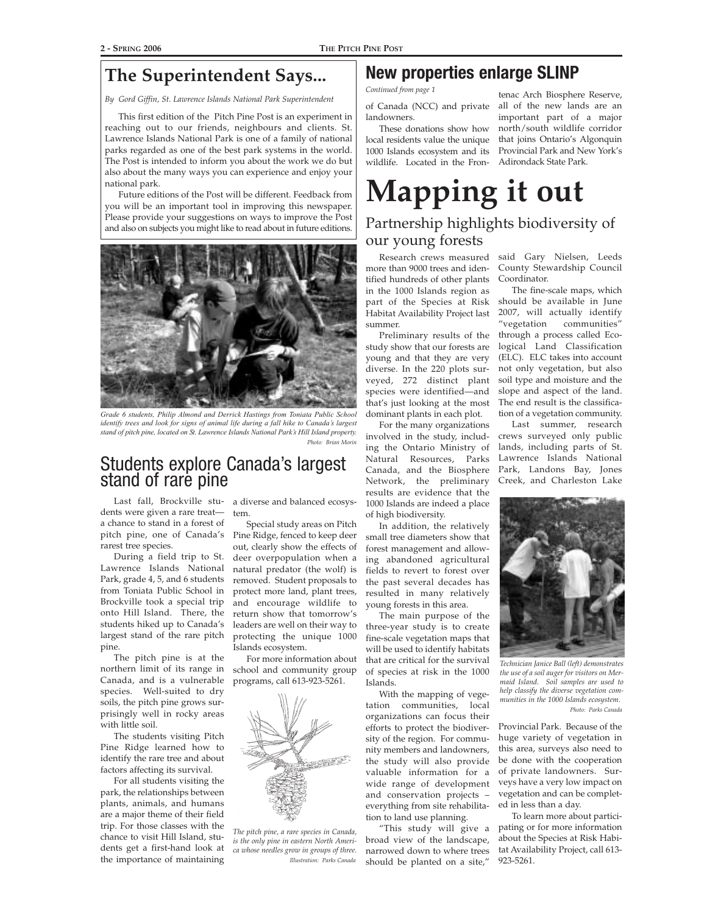## The Superintendent Says...

*By Gord Giffin, St. Lawrence Islands National Park Superintendent*

This first edition of the Pitch Pine Post is an experiment in reaching out to our friends, neighbours and clients. St. Lawrence Islands National Park is one of a family of national parks regarded as one of the best park systems in the world. The Post is intended to inform you about the work we do but also about the many ways you can experience and enjoy your national park.

Future editions of the Post will be different. Feedback from you will be an important tool in improving this newspaper. Please provide your suggestions on ways to improve the Post and also on subjects you might like to read about in future editions.

*Grade 6 students, Philip Almond and Derrick Hastings from Toniata Public School identify trees and look for signs of animal life during a fall hike to Canada's largest stand of pitch pine, located on St. Lawrence Islands National Park's Hill Island property.* *Photo: Brian Morin*

## Students explore Canada's largest stand of rare pine

Last fall, Brockville students were given a rare treat—a chance to stand in a forest of pitch pine, one of Canada's rarest tree species.

During a field trip to St. Lawrence Islands National Park, grade 4, 5, and 6 students from Toniata Public School in Brockville took a special trip onto Hill Island. There, the students hiked up to Canada's largest stand of the rare pitch pine.

The pitch pine is at the northern limit of its range in Canada, and is a vulnerable species. Well-suited to dry soils, the pitch pine grows surprisingly well in rocky areas with little soil.

The students visiting Pitch Pine Ridge learned how to identify the rare tree and about factors affecting its survival.

For all students visiting the park, the relationships between plants, animals, and humans are a major theme of their field trip. For those classes with the chance to visit Hill Island, students get a first-hand look at the importance of maintaining a diverse and balanced ecosystem.

Special study areas on Pitch Pine Ridge, fenced to keep deer out, clearly show the effects of deer overpopulation when a natural predator (the wolf) is removed. Student proposals to protect more land, plant trees, and encourage wildlife to return show that tomorrow's leaders are well on their way to protecting the unique 1000 Islands ecosystem.

For more information about school and community group programs, call 613-923-5261.

*The pitch pine, a rare species in Canada, is the only pine in eastern North America whose needles grow in groups of three.* *Illustration: Parks Canada*

## New properties enlarge SLINP

*Continued from page 1*

of Canada (NCC) and private landowners.

These donations show how local residents value the unique 1000 Islands ecosystem and its wildlife. Located in the Frontenac Arch Biosphere Reserve, all of the new lands are an important part of a major north/south wildlife corridor that joins Ontario's Algonquin Provincial Park and New York's Adirondack State Park.

# Mapping it out

### Partnership highlights biodiversity of our young forests

Research crews measured more than 9000 trees and identified hundreds of other plants in the 1000 Islands region as part of the Species at Risk Habitat Availability Project last summer.

Preliminary results of the study show that our forests are young and that they are very diverse. In the 220 plots surveyed, 272 distinct plant species were identified—and that's just looking at the most dominant plants in each plot.

For the many organizations involved in the study, including the Ontario Ministry of Natural Resources, Parks Canada, and the Biosphere Network, the preliminary results are evidence that the 1000 Islands are indeed a place of high biodiversity.

In addition, the relatively small tree diameters show that forest management and allowing abandoned agricultural fields to revert to forest over the past several decades has resulted in many relatively young forests in this area.

The main purpose of the three-year study is to create fine-scale vegetation maps that will be used to identify habitats that are critical for the survival of species at risk in the 1000 Islands.

With the mapping of vegetation communities, local organizations can focus their efforts to protect the biodiversity of the region. For community members and landowners, the study will also provide valuable information for a wide range of development and conservation projects – everything from site rehabilitation to land use planning.

"This study will give a broad view of the landscape, narrowed down to where trees should be planted on a site," said Gary Nielsen, Leeds County Stewardship Council Coordinator.

The fine-scale maps, which should be available in June 2007, will actually identify "vegetation communities" through a process called Ecological Land Classification (ELC). ELC takes into account not only vegetation, but also soil type and moisture and the slope and aspect of the land. The end result is the classification of a vegetation community.

Last summer, research crews surveyed only public lands, including parts of St. Lawrence Islands National Park, Landons Bay, Jones Creek, and Charleston Lake Provincial Park. Because of the huge variety of vegetation in this area, surveys also need to be done with the cooperation of private landowners. Surveys have a very low impact on vegetation and can be completed in less than a day.

*Technician Janice Ball (left) demonstrates the use of a soil auger for visitors on Mermaid Island. Soil samples are used to help classify the diverse vegetation communities in the 1000 Islands ecosystem.* *Photo: Parks Canada*

To learn more about participating or for more information about the Species at Risk Habitat Availability Project, call 613-923-5261.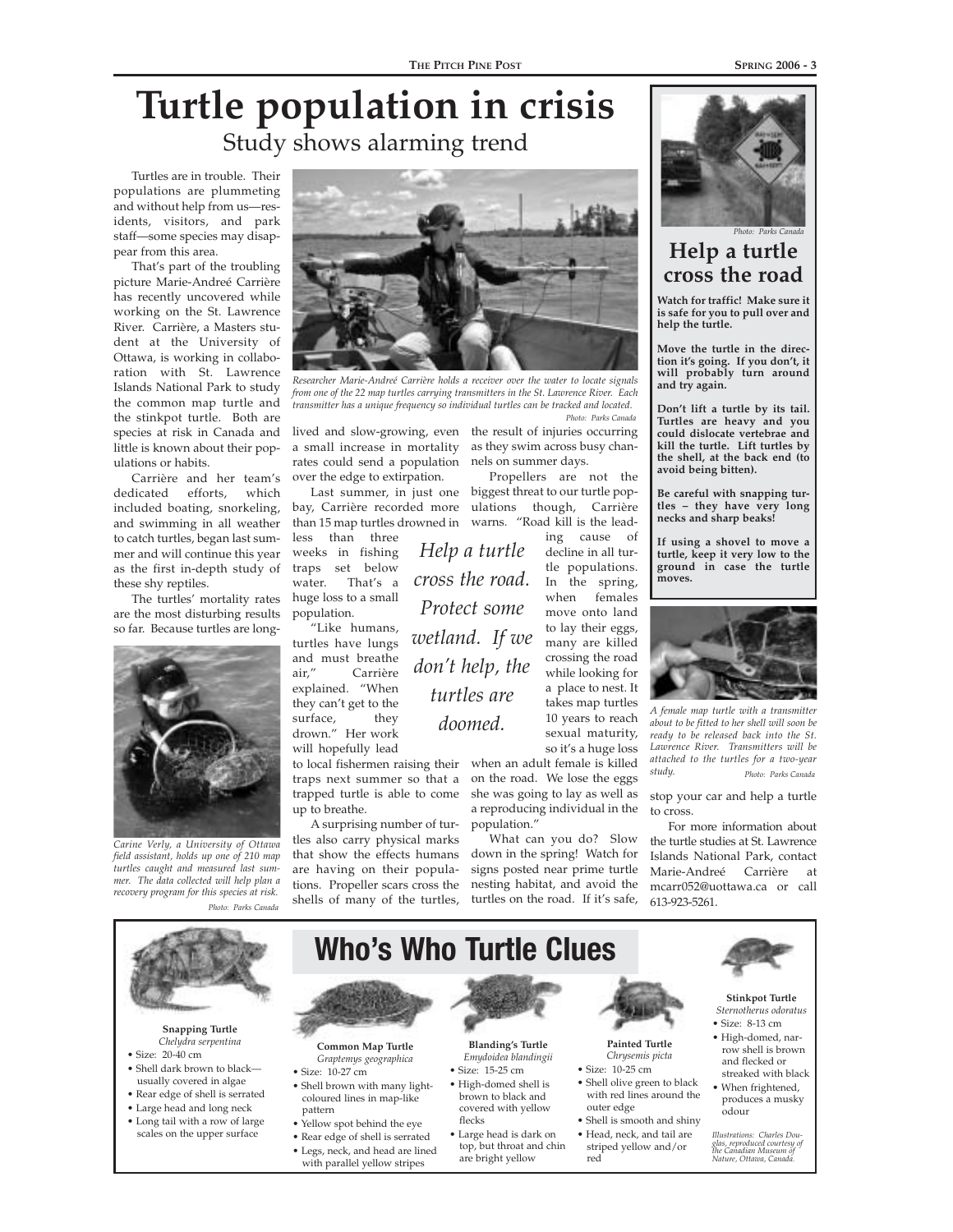# Turtle population in crisis

## Study shows alarming trend

Turtles are in trouble. Their populations are plummeting and without help from us—residents, visitors, and park staff—some species may disappear from this area.

That's part of the troubling picture Marie-Andreé Carrière has recently uncovered while working on the St. Lawrence River. Carrière, a Masters student at the University of Ottawa, is working in collaboration with St. Lawrence Islands National Park to study the common map turtle and the stinkpot turtle. Both are species at risk in Canada and little is known about their populations or habits.

Carrière and her team's dedicated efforts, which included boating, snorkeling, and swimming in all weather to catch turtles, began last summer and will continue this year as the first in-depth study of these shy reptiles.

The turtles' mortality rates are the most disturbing results so far. Because turtles are long-lived and slow-growing, even a small increase in mortality rates could send a population over the edge to extirpation.

*Researcher Marie-Andreé Carrière holds a receiver over the water to locate signals from one of the 22 map turtles carrying transmitters in the St. Lawrence River. Each transmitter has a unique frequency so individual turtles can be tracked and located.* *Photo: Parks Canada*

*Carine Verly, a University of Ottawa field assistant, holds up one of 210 map turtles caught and measured last summer. The data collected will help plan a recovery program for this species at risk.* *Photo: Parks Canada*

Last summer, in just one bay, Carrière recorded more than 15 map turtles drowned in less than three weeks in fishing traps set below water. That's a huge loss to a small population.

"Like humans, turtles have lungs and must breathe air," Carrière explained. "When they can't get to the surface, they drown." Her work will hopefully lead to local fishermen raising their traps next summer so that a trapped turtle is able to come up to breathe.

A surprising number of turtles also carry physical marks that show the effects humans are having on their populations. Propeller scars cross the shells of many of the turtles, the result of injuries occurring as they swim across busy channels on summer days.

Propellers are not the biggest threat to our turtle populations though, Carrière warns. "Road kill is the leading cause of decline in all turtle populations. In the spring, when females move onto land to lay their eggs, many are killed crossing the road while looking for a place to nest. It takes map turtles 10 years to reach sexual maturity, so it's a huge loss when an adult female is killed on the road. We lose the eggs she was going to lay as well as a reproducing individual in the population."

*Help a turtle cross the road. Protect some wetland. If we don't help, the turtles are doomed.*

What can you do? Slow down in the spring! Watch for signs posted near prime turtle nesting habitat, and avoid the turtles on the road. If it's safe, stop your car and help a turtle to cross.

For more information about the turtle studies at St. Lawrence Islands National Park, contact Marie-Andreé Carrière at mcarr052@uottawa.ca or call 613-923-5261.

*Photo: Parks Canada*

## Help a turtle cross the road

**Watch for traffic! Make sure it is safe for you to pull over and help the turtle.**

**Move the turtle in the direction it's going. If you don't, it will probably turn around and try again.**

**Don't lift a turtle by its tail. Turtles are heavy and you could dislocate vertebrae and kill the turtle. Lift turtles by the shell, at the back end (to avoid being bitten).**

**Be careful with snapping turtles – they have very long necks and sharp beaks!**

**If using a shovel to move a turtle, keep it very low to the ground in case the turtle moves.**

*A female map turtle with a transmitter about to be fitted to her shell will soon be ready to be released back into the St. Lawrence River. Transmitters will be attached to the turtles for a two-year study.* *Photo: Parks Canada*

## Who's Who Turtle Clues

**Snapping Turtle**
*Chelydra serpentina*
- Size: 20-40 cm
- Shell dark brown to black—usually covered in algae
- Rear edge of shell is serrated
- Large head and long neck
- Long tail with a row of large scales on the upper surface

**Common Map Turtle**
*Graptemys geographica*
- Size: 10-27 cm
- Shell brown with many light-coloured lines in map-like pattern
- Yellow spot behind the eye
- Rear edge of shell is serrated
- Legs, neck, and head are lined with parallel yellow stripes

**Blanding's Turtle**
*Emydoidea blandingii*
- Size: 15-25 cm
- High-domed shell is brown to black and covered with yellow flecks
- Large head is dark on top, but throat and chin are bright yellow

**Painted Turtle**
*Chrysemis picta*
- Size: 10-25 cm
- Shell olive green to black with red lines around the outer edge
- Shell is smooth and shiny
- Head, neck, and tail are striped yellow and/or red

**Stinkpot Turtle**
*Sternotherus odoratus*
- Size: 8-13 cm
- High-domed, narrow shell is brown and flecked or streaked with black
- When frightened, produces a musky odour

*Illustrations: Charles Douglas, reproduced courtesy of the Canadian Museum of Nature, Ottawa, Canada.*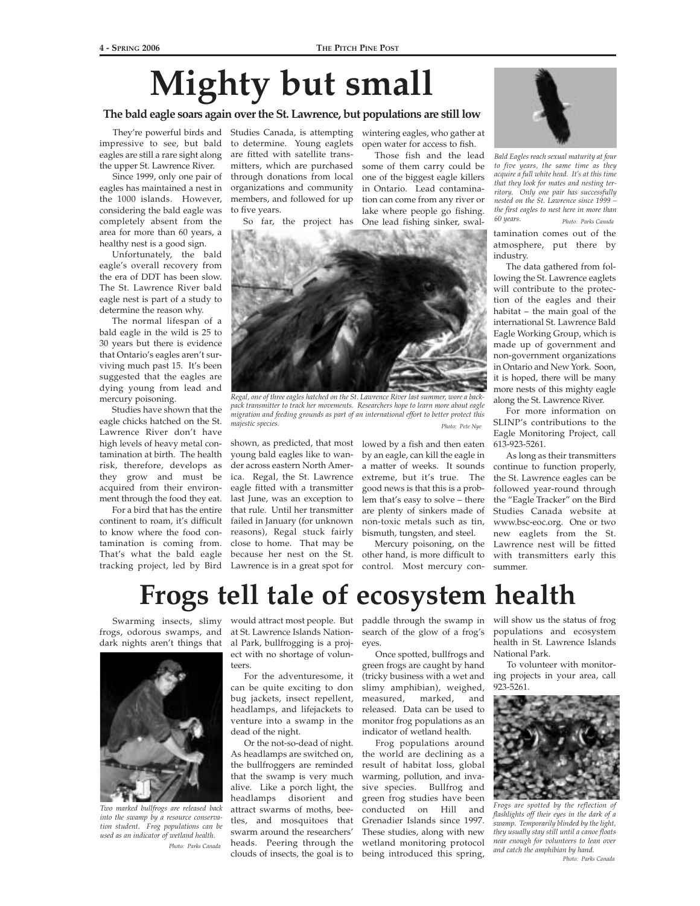# Mighty but small

### The bald eagle soars again over the St. Lawrence, but populations are still low

They're powerful birds and impressive to see, but bald eagles are still a rare sight along the upper St. Lawrence River.

Since 1999, only one pair of eagles has maintained a nest in the 1000 islands. However, considering the bald eagle was completely absent from the area for more than 60 years, a healthy nest is a good sign.

Unfortunately, the bald eagle's overall recovery from the era of DDT has been slow. The St. Lawrence River bald eagle nest is part of a study to determine the reason why.

The normal lifespan of a bald eagle in the wild is 25 to 30 years but there is evidence that Ontario's eagles aren't surviving much past 15. It's been suggested that the eagles are dying young from lead and mercury poisoning.

Studies have shown that the eagle chicks hatched on the St. Lawrence River don't have high levels of heavy metal contamination at birth. The health risk, therefore, develops as they grow and must be acquired from their environment through the food they eat.

For a bird that has the entire continent to roam, it's difficult to know where the food contamination is coming from. That's what the bald eagle tracking project, led by Bird Studies Canada, is attempting to determine. Young eaglets are fitted with satellite transmitters, which are purchased through donations from local organizations and community members, and followed for up to five years.

So far, the project has shown, as predicted, that most young bald eagles like to wander across eastern North America. Regal, the St. Lawrence eagle fitted with a transmitter last June, was an exception to that rule. Until her transmitter failed in January (for unknown reasons), Regal stuck fairly close to home. That may be because her nest on the St. Lawrence is in a great spot for wintering eagles, who gather at open water for access to fish.

*Regal, one of three eagles hatched on the St. Lawrence River last summer, wore a backpack transmitter to track her movements. Researchers hope to learn more about eagle migration and feeding grounds as part of an international effort to better protect this majestic species.* *Photo: Pete Nye*

Those fish and the lead some of them carry could be one of the biggest eagle killers in Ontario. Lead contamination can come from any river or lake where people go fishing. One lead fishing sinker, swallowed by a fish and then eaten by an eagle, can kill the eagle in a matter of weeks. It sounds extreme, but it's true. The good news is that this is a problem that's easy to solve – there are plenty of sinkers made of non-toxic metals such as tin, bismuth, tungsten, and steel.

Mercury poisoning, on the other hand, is more difficult to control. Most mercury contamination comes out of the atmosphere, put there by industry.

*Bald Eagles reach sexual maturity at four to five years, the same time as they acquire a full white head. It's at this time that they look for mates and nesting territory. Only one pair has successfully nested on the St. Lawrence since 1999 – the first eagles to nest here in more than 60 years.* *Photo: Parks Canada*

The data gathered from following the St. Lawrence eaglets will contribute to the protection of the eagles and their habitat – the main goal of the international St. Lawrence Bald Eagle Working Group, which is made up of government and non-government organizations in Ontario and New York. Soon, it is hoped, there will be many more nests of this mighty eagle along the St. Lawrence River.

For more information on SLINP's contributions to the Eagle Monitoring Project, call 613-923-5261.

As long as their transmitters continue to function properly, the St. Lawrence eagles can be followed year-round through the "Eagle Tracker" on the Bird Studies Canada website at www.bsc-eoc.org. One or two new eaglets from the St. Lawrence nest will be fitted with transmitters early this summer.

# Frogs tell tale of ecosystem health

Swarming insects, slimy frogs, odorous swamps, and dark nights aren't things that would attract most people. But at St. Lawrence Islands National Park, bullfrogging is a project with no shortage of volunteers.

*Two marked bullfrogs are released back into the swamp by a resource conservation student. Frog populations can be used as an indicator of wetland health.* *Photo: Parks Canada*

For the adventuresome, it can be quite exciting to don bug jackets, insect repellent, headlamps, and lifejackets to venture into a swamp in the dead of the night.

Or the not-so-dead of night. As headlamps are switched on, the bullfroggers are reminded that the swamp is very much alive. Like a porch light, the headlamps disorient and attract swarms of moths, beetles, and mosquitoes that swarm around the researchers' heads. Peering through the clouds of insects, the goal is to paddle through the swamp in search of the glow of a frog's eyes.

Once spotted, bullfrogs and green frogs are caught by hand (tricky business with a wet and slimy amphibian), weighed, measured, marked, and released. Data can be used to monitor frog populations as an indicator of wetland health.

Frog populations around the world are declining as a result of habitat loss, global warming, pollution, and invasive species. Bullfrog and green frog studies have been conducted on Hill and Grenadier Islands since 1997. These studies, along with new wetland monitoring protocol being introduced this spring, will show us the status of frog populations and ecosystem health in St. Lawrence Islands National Park.

To volunteer with monitoring projects in your area, call 923-5261.

*Frogs are spotted by the reflection of flashlights off their eyes in the dark of a swamp. Temporarily blinded by the light, they usually stay still until a canoe floats near enough for volunteers to lean over and catch the amphibian by hand.* *Photo: Parks Canada*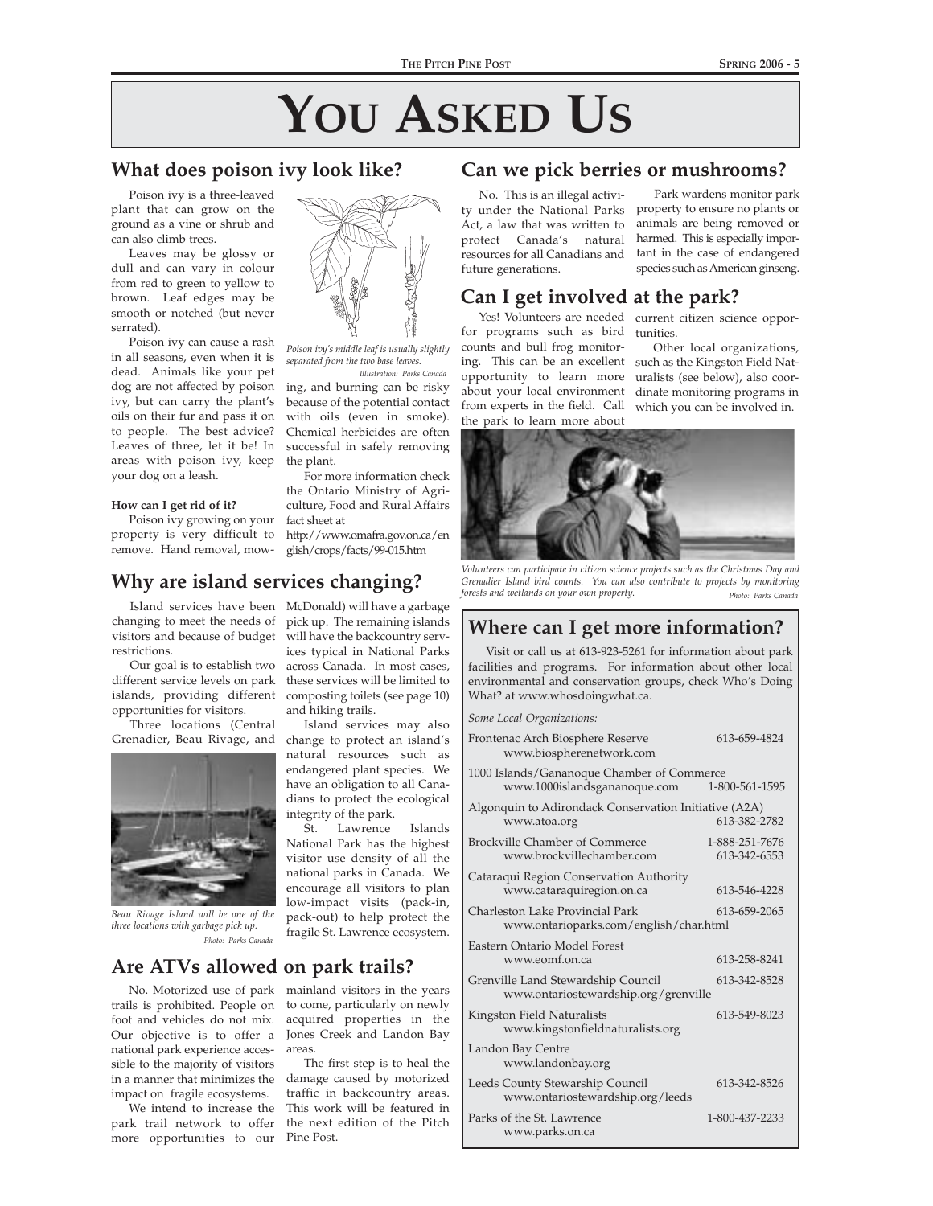# You Asked Us

## What does poison ivy look like?

Poison ivy is a three-leaved plant that can grow on the ground as a vine or shrub and can also climb trees.

Leaves may be glossy or dull and can vary in colour from red to green to yellow to brown. Leaf edges may be smooth or notched (but never serrated).

Poison ivy can cause a rash in all seasons, even when it is dead. Animals like your pet dog are not affected by poison ivy, but can carry the plant's oils on their fur and pass it on to people. The best advice? Leaves of three, let it be! In areas with poison ivy, keep your dog on a leash.

*Poison ivy's middle leaf is usually slightly separated from the two base leaves.*
*Illustration: Parks Canada*

**How can I get rid of it?**

Poison ivy growing on your property is very difficult to remove. Hand removal, mowing, and burning can be risky because of the potential contact with oils (even in smoke). Chemical herbicides are often successful in safely removing the plant.

For more information check the Ontario Ministry of Agriculture, Food and Rural Affairs fact sheet at http://www.omafra.gov.on.ca/english/crops/facts/99-015.htm

## Why are island services changing?

Island services have been changing to meet the needs of visitors and because of budget restrictions.

Our goal is to establish two different service levels on park islands, providing different opportunities for visitors.

Three locations (Central Grenadier, Beau Rivage, and McDonald) will have a garbage pick up. The remaining islands will have the backcountry services typical in National Parks across Canada. In most cases, these services will be limited to composting toilets (see page 10) and hiking trails.

*Beau Rivage Island will be one of the three locations with garbage pick up.*
*Photo: Parks Canada*

Island services may also change to protect an island's natural resources such as endangered plant species. We have an obligation to all Canadians to protect the ecological integrity of the park.

St. Lawrence Islands National Park has the highest visitor use density of all the national parks in Canada. We encourage all visitors to plan low-impact visits (pack-in, pack-out) to help protect the fragile St. Lawrence ecosystem.

## Are ATVs allowed on park trails?

No. Motorized use of park trails is prohibited. People on foot and vehicles do not mix. Our objective is to offer a national park experience accessible to the majority of visitors in a manner that minimizes the impact on fragile ecosystems.

We intend to increase the park trail network to offer more opportunities to our mainland visitors in the years to come, particularly on newly acquired properties in the Jones Creek and Landon Bay areas.

The first step is to heal the damage caused by motorized traffic in backcountry areas. This work will be featured in the next edition of the Pitch Pine Post.

## Can we pick berries or mushrooms?

No. This is an illegal activity under the National Parks Act, a law that was written to protect Canada's natural resources for all Canadians and future generations.

Park wardens monitor park property to ensure no plants or animals are being removed or harmed. This is especially important in the case of endangered species such as American ginseng.

## Can I get involved at the park?

Yes! Volunteers are needed for programs such as bird counts and bull frog monitoring. This can be an excellent opportunity to learn more about your local environment from experts in the field. Call the park to learn more about current citizen science opportunities.

Other local organizations, such as the Kingston Field Naturalists (see below), also coordinate monitoring programs in which you can be involved in.

*Volunteers can participate in citizen science projects such as the Christmas Day and Grenadier Island bird counts. You can also contribute to projects by monitoring forests and wetlands on your own property.*
*Photo: Parks Canada*

## Where can I get more information?

Visit or call us at 613-923-5261 for information about park facilities and programs. For information about other local environmental and conservation groups, check Who's Doing What? at www.whosdoingwhat.ca.

*Some Local Organizations:*

| Organization | Phone |
|---|---|
| Frontenac Arch Biosphere Reserve<br>www.biospherenetwork.com | 613-659-4824 |
| 1000 Islands/Gananoque Chamber of Commerce<br>www.1000islandsgananoque.com | 1-800-561-1595 |
| Algonquin to Adirondack Conservation Initiative (A2A)<br>www.atoa.org | 613-382-2782 |
| Brockville Chamber of Commerce<br>www.brockvillechamber.com | 1-888-251-7676<br>613-342-6553 |
| Cataraqui Region Conservation Authority<br>www.cataraquiregion.on.ca | 613-546-4228 |
| Charleston Lake Provincial Park<br>www.ontarioparks.com/english/char.html | 613-659-2065 |
| Eastern Ontario Model Forest<br>www.eomf.on.ca | 613-258-8241 |
| Grenville Land Stewardship Council<br>www.ontariostewardship.org/grenville | 613-342-8528 |
| Kingston Field Naturalists<br>www.kingstonfieldnaturalists.org | 613-549-8023 |
| Landon Bay Centre<br>www.landonbay.org | |
| Leeds County Stewarship Council<br>www.ontariostewardship.org/leeds | 613-342-8526 |
| Parks of the St. Lawrence<br>www.parks.on.ca | 1-800-437-2233 |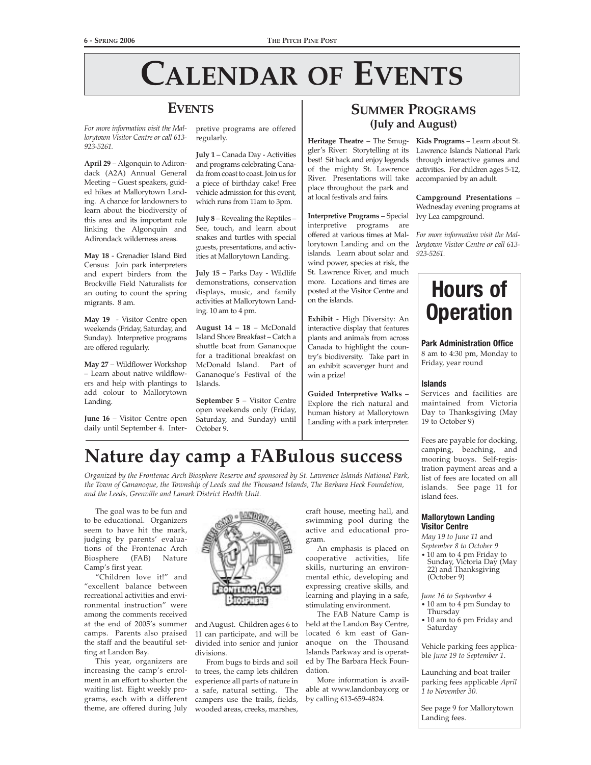# Calendar of Events

## Events

*For more information visit the Mallorytown Visitor Centre or call 613-923-5261.*

**April 29** – Algonquin to Adirondack (A2A) Annual General Meeting – Guest speakers, guided hikes at Mallorytown Landing. A chance for landowners to learn about the biodiversity of this area and its important role linking the Algonquin and Adirondack wilderness areas.

**May 18** - Grenadier Island Bird Census: Join park interpreters and expert birders from the Brockville Field Naturalists for an outing to count the spring migrants. 8 am.

**May 19** - Visitor Centre open weekends (Friday, Saturday, and Sunday). Interpretive programs are offered regularly.

**May 27** – Wildflower Workshop – Learn about native wildflowers and help with plantings to add colour to Mallorytown Landing.

**June 16** – Visitor Centre open daily until September 4. Interpretive programs are offered regularly.

**July 1** – Canada Day - Activities and programs celebrating Canada from coast to coast. Join us for a piece of birthday cake! Free vehicle admission for this event, which runs from 11am to 3pm.

**July 8** – Revealing the Reptiles – See, touch, and learn about snakes and turtles with special guests, presentations, and activities at Mallorytown Landing.

**July 15** – Parks Day - Wildlife demonstrations, conservation displays, music, and family activities at Mallorytown Landing. 10 am to 4 pm.

**August 14 – 18** – McDonald Island Shore Breakfast – Catch a shuttle boat from Gananoque for a traditional breakfast on McDonald Island. Part of Gananoque's Festival of the Islands.

**September 5** – Visitor Centre open weekends only (Friday, Saturday, and Sunday) until October 9.

## Summer Programs
### (July and August)

**Heritage Theatre** – The Smuggler's River: Storytelling at its best! Sit back and enjoy legends of the mighty St. Lawrence River. Presentations will take place throughout the park and at local festivals and fairs.

**Interpretive Programs** – Special interpretive programs are offered at various times at Mallorytown Landing and on the islands. Learn about solar and wind power, species at risk, the St. Lawrence River, and much more. Locations and times are posted at the Visitor Centre and on the islands.

**Exhibit** - High Diversity: An interactive display that features plants and animals from across Canada to highlight the country's biodiversity. Take part in an exhibit scavenger hunt and win a prize!

**Guided Interpretive Walks** – Explore the rich natural and human history at Mallorytown Landing with a park interpreter.

**Kids Programs** – Learn about St. Lawrence Islands National Park through interactive games and activities. For children ages 5-12, accompanied by an adult.

**Campground Presentations** – Wednesday evening programs at Ivy Lea campground.

*For more information visit the Mallorytown Visitor Centre or call 613-923-5261.*

## Hours of Operation

**Park Administration Office**
8 am to 4:30 pm, Monday to Friday, year round

**Islands**
Services and facilities are maintained from Victoria Day to Thanksgiving (May 19 to October 9)

Fees are payable for docking, camping, beaching, and mooring buoys. Self-registration payment areas and a list of fees are located on all islands. See page 11 for island fees.

**Mallorytown Landing Visitor Centre**
*May 19 to June 11* and *September 8 to October 9*
- 10 am to 4 pm Friday to Sunday, Victoria Day (May 22) and Thanksgiving (October 9)

*June 16 to September 4*
- 10 am to 4 pm Sunday to Thursday
- 10 am to 6 pm Friday and Saturday

Vehicle parking fees applicable *June 19 to September 1.*

Launching and boat trailer parking fees applicable *April 1 to November 30.*

See page 9 for Mallorytown Landing fees.

# Nature day camp a FABulous success

*Organized by the Frontenac Arch Biosphere Reserve and sponsored by St. Lawrence Islands National Park, the Town of Gananoque, the Township of Leeds and the Thousand Islands, The Barbara Heck Foundation, and the Leeds, Grenville and Lanark District Health Unit.*

The goal was to be fun and to be educational. Organizers seem to have hit the mark, judging by parents' evaluations of the Frontenac Arch Biosphere (FAB) Nature Camp's first year.

"Children love it!" and "excellent balance between recreational activities and environmental instruction" were among the comments received at the end of 2005's summer camps. Parents also praised the staff and the beautiful setting at Landon Bay.

This year, organizers are increasing the camp's enrolment in an effort to shorten the waiting list. Eight weekly programs, each with a different theme, are offered during July and August. Children ages 6 to 11 can participate, and will be divided into senior and junior divisions.

From bugs to birds and soil to trees, the camp lets children experience all parts of nature in a safe, natural setting. The campers use the trails, fields, wooded areas, creeks, marshes, craft house, meeting hall, and swimming pool during the active and educational program.

An emphasis is placed on cooperative activities, life skills, nurturing an environmental ethic, developing and expressing creative skills, and learning and playing in a safe, stimulating environment.

The FAB Nature Camp is held at the Landon Bay Centre, located 6 km east of Gananoque on the Thousand Islands Parkway and is operated by The Barbara Heck Foundation.

More information is available at www.landonbay.org or by calling 613-659-4824.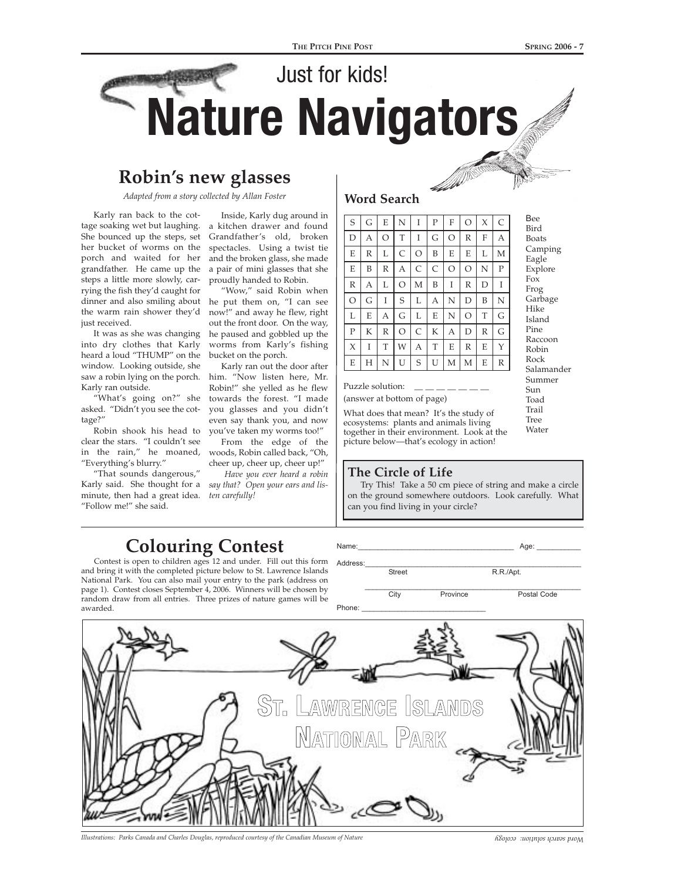Just for kids!

# Nature Navigators

## Robin's new glasses

*Adapted from a story collected by Allan Foster*

Karly ran back to the cottage soaking wet but laughing. She bounced up the steps, set her bucket of worms on the porch and waited for her grandfather. He came up the steps a little more slowly, carrying the fish they'd caught for dinner and also smiling about the warm rain shower they'd just received.

It was as she was changing into dry clothes that Karly heard a loud "THUMP" on the window. Looking outside, she saw a robin lying on the porch. Karly ran outside.

"What's going on?" she asked. "Didn't you see the cottage?"

Robin shook his head to clear the stars. "I couldn't see in the rain," he moaned, "Everything's blurry."

"That sounds dangerous," Karly said. She thought for a minute, then had a great idea. "Follow me!" she said.

Inside, Karly dug around in a kitchen drawer and found Grandfather's old, broken spectacles. Using a twist tie and the broken glass, she made a pair of mini glasses that she proudly handed to Robin.

"Wow," said Robin when he put them on, "I can see now!" and away he flew, right out the front door. On the way, he paused and gobbled up the worms from Karly's fishing bucket on the porch.

Karly ran out the door after him. "Now listen here, Mr. Robin!" she yelled as he flew towards the forest. "I made you glasses and you didn't even say thank you, and now you've taken my worms too!"

From the edge of the woods, Robin called back, "Oh, cheer up, cheer up, cheer up!"

*Have you ever heard a robin say that? Open your ears and listen carefully!*

## Word Search

| | | | | | | | | | |
|---|---|---|---|---|---|---|---|---|---|
| S | G | E | N | I | P | F | O | X | C |
| D | A | O | T | I | G | O | R | F | A |
| E | R | L | C | O | B | E | E | L | M |
| E | B | R | A | C | C | O | O | N | P |
| R | A | L | O | M | B | I | R | D | I |
| O | G | I | S | L | A | N | D | B | N |
| L | E | A | G | L | E | N | O | T | G |
| P | K | R | O | C | K | A | D | R | G |
| X | I | T | W | A | T | E | R | E | Y |
| E | H | N | U | S | U | M | M | E | R |

Bee
Bird
Boats
Camping
Eagle
Explore
Fox
Frog
Garbage
Hike
Island
Pine
Raccoon
Robin
Rock
Salamander
Summer
Sun
Toad
Trail
Tree
Water

Puzzle solution: _ _ _ _ _ _ _
(answer at bottom of page)

What does that mean? It's the study of ecosystems: plants and animals living together in their environment. Look at the picture below—that's ecology in action!

### The Circle of Life

Try This! Take a 50 cm piece of string and make a circle on the ground somewhere outdoors. Look carefully. What can you find living in your circle?

## Colouring Contest

Contest is open to children ages 12 and under. Fill out this form and bring it with the completed picture below to St. Lawrence Islands National Park. You can also mail your entry to the park (address on page 1). Contest closes September 4, 2006. Winners will be chosen by random draw from all entries. Three prizes of nature games will be awarded.

Name:_______________________ Age: __________

Address:_____________________________________
Street R.R./Apt.

_____________________________________________
City Province Postal Code

Phone: ______________________

ST. LAWRENCE ISLANDS NATIONAL PARK

*Illustrations: Parks Canada and Charles Douglas, reproduced courtesy of the Canadian Museum of Nature*

*Word search solution: ecology*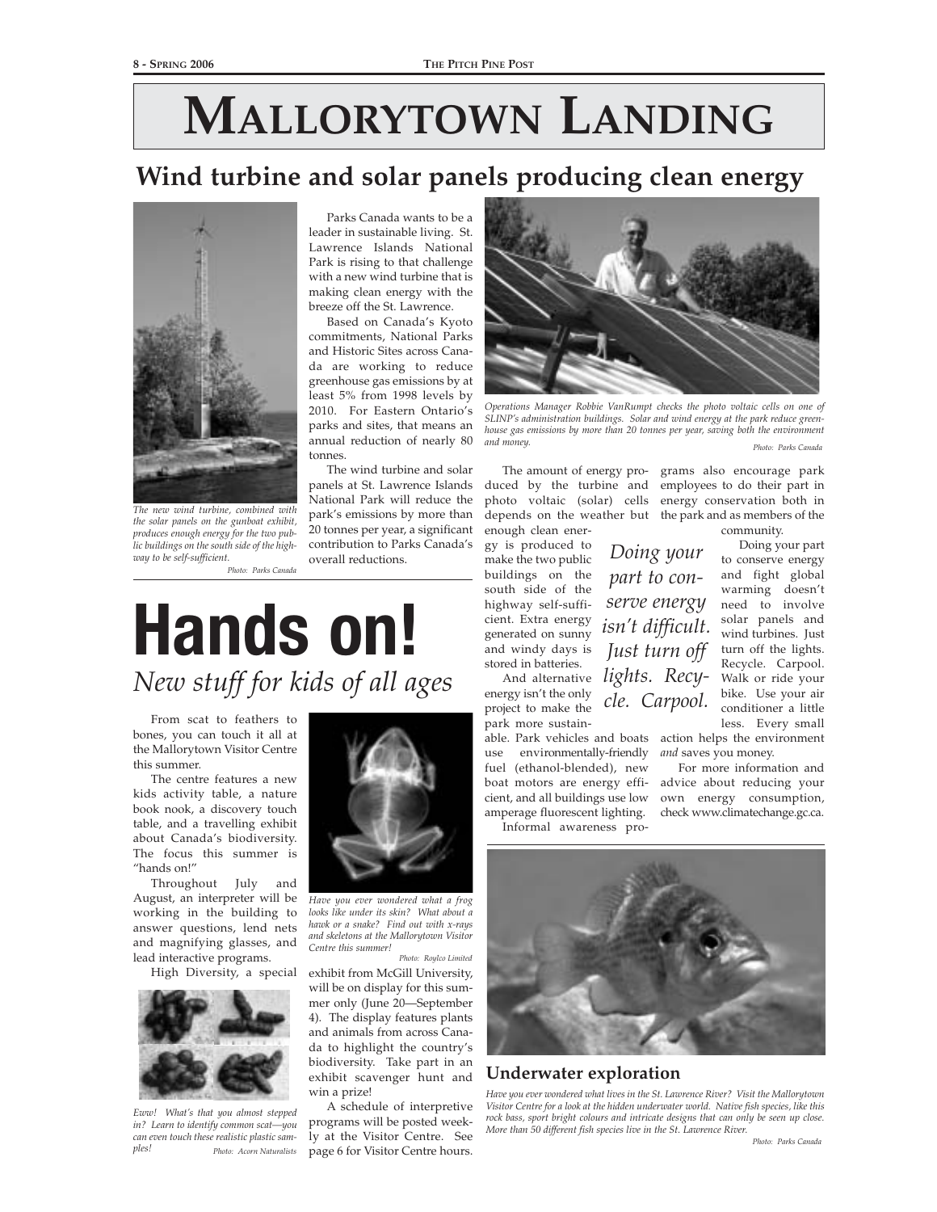# Mallorytown Landing

## Wind turbine and solar panels producing clean energy

The new wind turbine, combined with the solar panels on the gunboat exhibit, produces enough energy for the two public buildings on the south side of the highway to be self-sufficient.
Photo: Parks Canada

Parks Canada wants to be a leader in sustainable living. St. Lawrence Islands National Park is rising to that challenge with a new wind turbine that is making clean energy with the breeze off the St. Lawrence.

Based on Canada's Kyoto commitments, National Parks and Historic Sites across Canada are working to reduce greenhouse gas emissions by at least 5% from 1998 levels by 2010. For Eastern Ontario's parks and sites, that means an annual reduction of nearly 80 tonnes.

The wind turbine and solar panels at St. Lawrence Islands National Park will reduce the park's emissions by more than 20 tonnes per year, a significant contribution to Parks Canada's overall reductions.

*Operations Manager Robbie VanRumpt checks the photo voltaic cells on one of SLINP's administration buildings. Solar and wind energy at the park reduce greenhouse gas emissions by more than 20 tonnes per year, saving both the environment and money.*
Photo: Parks Canada

The amount of energy produced by the turbine and photo voltaic (solar) cells depends on the weather but enough clean energy is produced to make the two public buildings on the south side of the highway self-sufficient. Extra energy generated on sunny and windy days is stored in batteries.

And alternative energy isn't the only project to make the park more sustainable. Park vehicles and boats use environmentally-friendly fuel (ethanol-blended), new boat motors are energy efficient, and all buildings use low amperage fluorescent lighting.

Informal awareness programs also encourage park employees to do their part in energy conservation both in the park and as members of the community.

*Doing your part to conserve energy isn't difficult. Just turn off lights. Recycle. Carpool.*

Doing your part to conserve energy and fight global warming doesn't need to involve solar panels and wind turbines. Just turn off the lights. Recycle. Carpool. Walk or ride your bike. Use your air conditioner a little less. Every small action helps the environment *and* saves you money.

For more information and advice about reducing your own energy consumption, check www.climatechange.gc.ca.

# Hands on!

*New stuff for kids of all ages*

From scat to feathers to bones, you can touch it all at the Mallorytown Visitor Centre this summer.

The centre features a new kids activity table, a nature book nook, a discovery touch table, and a travelling exhibit about Canada's biodiversity. The focus this summer is "hands on!"

Throughout July and August, an interpreter will be working in the building to answer questions, lend nets and magnifying glasses, and lead interactive programs.

High Diversity, a special exhibit from McGill University, will be on display for this summer only (June 20—September 4). The display features plants and animals from across Canada to highlight the country's biodiversity. Take part in an exhibit scavenger hunt and win a prize!

A schedule of interpretive programs will be posted weekly at the Visitor Centre. See page 6 for Visitor Centre hours.

*Eww! What's that you almost stepped in? Learn to identify common scat—you can even touch these realistic plastic samples!*
Photo: Acorn Naturalists

*Have you ever wondered what a frog looks like under its skin? What about a hawk or a snake? Find out with x-rays and skeletons at the Mallorytown Visitor Centre this summer!*
Photo: Roylco Limited

### Underwater exploration

*Have you ever wondered what lives in the St. Lawrence River? Visit the Mallorytown Visitor Centre for a look at the hidden underwater world. Native fish species, like this rock bass, sport bright colours and intricate designs that can only be seen up close. More than 50 different fish species live in the St. Lawrence River.*
Photo: Parks Canada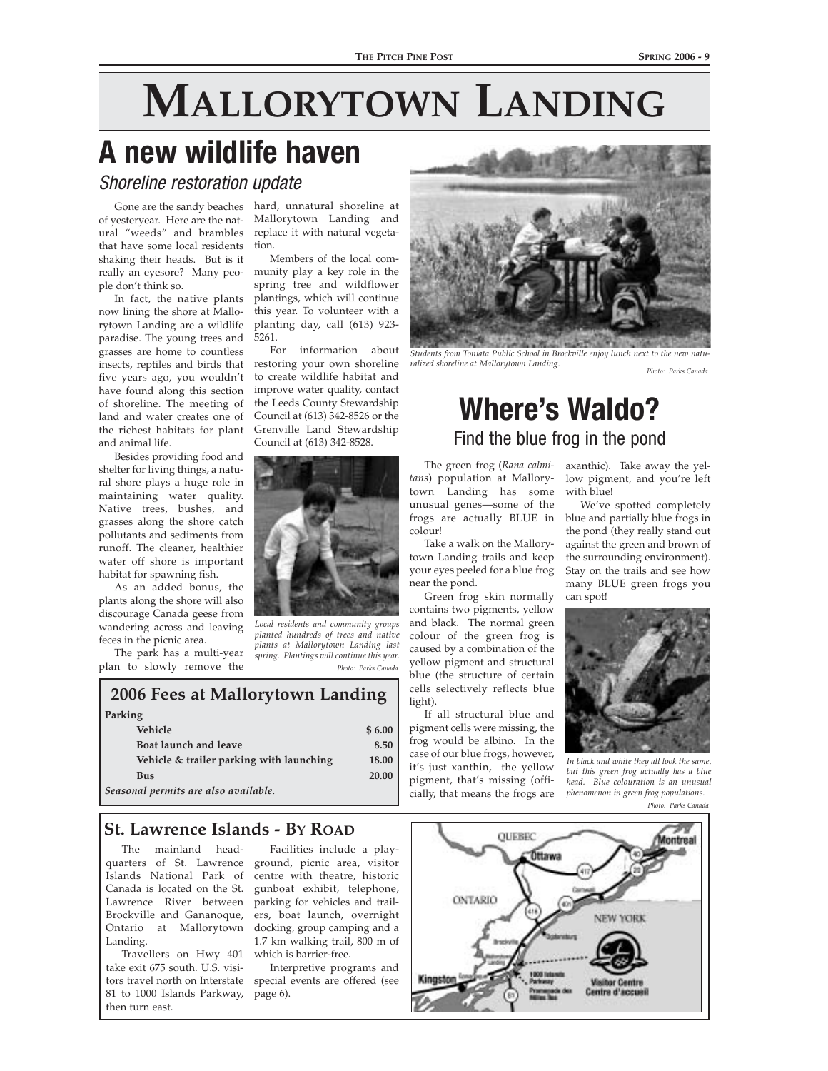# Mallorytown Landing

## A new wildlife haven

### *Shoreline restoration update*

Gone are the sandy beaches of yesteryear. Here are the natural "weeds" and brambles that have some local residents shaking their heads. But is it really an eyesore? Many people don't think so.

In fact, the native plants now lining the shore at Mallorytown Landing are a wildlife paradise. The young trees and grasses are home to countless insects, reptiles and birds that five years ago, you wouldn't have found along this section of shoreline. The meeting of land and water creates one of the richest habitats for plant and animal life.

Besides providing food and shelter for living things, a natural shore plays a huge role in maintaining water quality. Native trees, bushes, and grasses along the shore catch pollutants and sediments from runoff. The cleaner, healthier water off shore is important habitat for spawning fish.

As an added bonus, the plants along the shore will also discourage Canada geese from wandering across and leaving feces in the picnic area.

The park has a multi-year plan to slowly remove the hard, unnatural shoreline at Mallorytown Landing and replace it with natural vegetation.

Members of the local community play a key role in the spring tree and wildflower plantings, which will continue this year. To volunteer with a planting day, call (613) 923-5261.

For information about restoring your own shoreline to create wildlife habitat and improve water quality, contact the Leeds County Stewardship Council at (613) 342-8526 or the Grenville Land Stewardship Council at (613) 342-8528.

*Local residents and community groups planted hundreds of trees and native plants at Mallorytown Landing last spring. Plantings will continue this year.* *Photo: Parks Canada*

*Students from Toniata Public School in Brockville enjoy lunch next to the new naturalized shoreline at Mallorytown Landing.* *Photo: Parks Canada*

### 2006 Fees at Mallorytown Landing

| Parking | |
|---|---|
| Vehicle | $ 6.00 |
| Boat launch and leave | 8.50 |
| Vehicle & trailer parking with launching | 18.00 |
| Bus | 20.00 |

*Seasonal permits are also available.*

## Where's Waldo?

### Find the blue frog in the pond

The green frog (*Rana calmitans*) population at Mallorytown Landing has some unusual genes—some of the frogs are actually BLUE in colour!

Take a walk on the Mallorytown Landing trails and keep your eyes peeled for a blue frog near the pond.

Green frog skin normally contains two pigments, yellow and black. The normal green colour of the green frog is caused by a combination of the yellow pigment and structural blue (the structure of certain cells selectively reflects blue light).

If all structural blue and pigment cells were missing, the frog would be albino. In the case of our blue frogs, however, it's just xanthin, the yellow pigment, that's missing (officially, that means the frogs are axanthic). Take away the yellow pigment, and you're left with blue!

We've spotted completely blue and partially blue frogs in the pond (they really stand out against the green and brown of the surrounding environment). Stay on the trails and see how many BLUE green frogs you can spot!

*In black and white they all look the same, but this green frog actually has a blue head. Blue colouration is an unusual phenomenon in green frog populations.* *Photo: Parks Canada*

## St. Lawrence Islands - By Road

The mainland headquarters of St. Lawrence Islands National Park of Canada is located on the St. Lawrence River between Brockville and Gananoque, Ontario at Mallorytown Landing.

Travellers on Hwy 401 take exit 675 south. U.S. visitors travel north on Interstate 81 to 1000 Islands Parkway, then turn east.

Facilities include a playground, picnic area, visitor centre with theatre, historic gunboat exhibit, telephone, parking for vehicles and trailers, boat launch, overnight docking, group camping and a 1.7 km walking trail, 800 m of which is barrier-free.

Interpretive programs and special events are offered (see page 6).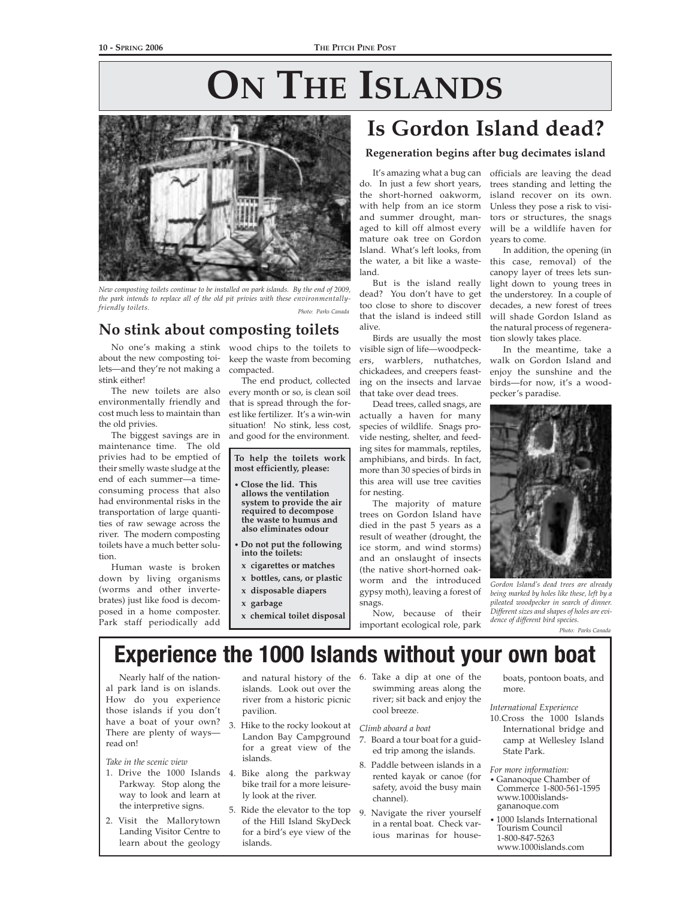# ON THE ISLANDS

*New composting toilets continue to be installed on park islands. By the end of 2009, the park intends to replace all of the old pit privies with these environmentally-friendly toilets.* Photo: Parks Canada

## No stink about composting toilets

No one's making a stink about the new composting toilets—and they're not making a stink either!

The new toilets are also environmentally friendly and cost much less to maintain than the old privies.

The biggest savings are in maintenance time. The old privies had to be emptied of their smelly waste sludge at the end of each summer—a time-consuming process that also had environmental risks in the transportation of large quantities of raw sewage across the river. The modern composting toilets have a much better solution.

Human waste is broken down by living organisms (worms and other invertebrates) just like food is decomposed in a home composter. Park staff periodically add wood chips to the toilets to keep the waste from becoming compacted.

The end product, collected every month or so, is clean soil that is spread through the forest like fertilizer. It's a win-win situation! No stink, less cost, and good for the environment.

**To help the toilets work most efficiently, please:**

- **Close the lid. This allows the ventilation system to provide the air required to decompose the waste to humus and also eliminates odour**
- **Do not put the following into the toilets:**
  - **x cigarettes or matches**
  - **x bottles, cans, or plastic**
  - **x disposable diapers**
  - **x garbage**
  - **x chemical toilet disposal**

## Is Gordon Island dead?

### Regeneration begins after bug decimates island

It's amazing what a bug can do. In just a few short years, the short-horned oakworm, with help from an ice storm and summer drought, managed to kill off almost every mature oak tree on Gordon Island. What's left looks, from the water, a bit like a wasteland.

But is the island really dead? You don't have to get too close to shore to discover that the island is indeed still alive.

Birds are usually the most visible sign of life—woodpeckers, warblers, nuthatches, chickadees, and creepers feasting on the insects and larvae that take over dead trees.

Dead trees, called snags, are actually a haven for many species of wildlife. Snags provide nesting, shelter, and feeding sites for mammals, reptiles, amphibians, and birds. In fact, more than 30 species of birds in this area will use tree cavities for nesting.

The majority of mature trees on Gordon Island have died in the past 5 years as a result of weather (drought, the ice storm, and wind storms) and an onslaught of insects (the native short-horned oakworm and the introduced gypsy moth), leaving a forest of snags.

Now, because of their important ecological role, park officials are leaving the dead trees standing and letting the island recover on its own. Unless they pose a risk to visitors or structures, the snags will be a wildlife haven for years to come.

In addition, the opening (in this case, removal) of the canopy layer of trees lets sunlight down to young trees in the understorey. In a couple of decades, a new forest of trees will shade Gordon Island as the natural process of regeneration slowly takes place.

In the meantime, take a walk on Gordon Island and enjoy the sunshine and the birds—for now, it's a woodpecker's paradise.

*Gordon Island's dead trees are already being marked by holes like these, left by a pileated woodpecker in search of dinner. Different sizes and shapes of holes are evidence of different bird species.* Photo: Parks Canada

## Experience the 1000 Islands without your own boat

Nearly half of the national park land is on islands. How do you experience those islands if you don't have a boat of your own? There are plenty of ways—read on!

*Take in the scenic view*

1. Drive the 1000 Islands Parkway. Stop along the way to look and learn at the interpretive signs.
2. Visit the Mallorytown Landing Visitor Centre to learn about the geology and natural history of the islands. Look out over the river from a historic picnic pavilion.
3. Hike to the rocky lookout at Landon Bay Campground for a great view of the islands.
4. Bike along the parkway bike trail for a more leisurely look at the river.
5. Ride the elevator to the top of the Hill Island SkyDeck for a bird's eye view of the islands.
6. Take a dip at one of the swimming areas along the river; sit back and enjoy the cool breeze.

*Climb aboard a boat*

7. Board a tour boat for a guided trip among the islands.
8. Paddle between islands in a rented kayak or canoe (for safety, avoid the busy main channel).
9. Navigate the river yourself in a rental boat. Check various marinas for houseboats, pontoon boats, and more.

*International Experience*

10. Cross the 1000 Islands International bridge and camp at Wellesley Island State Park.

*For more information:*

- Gananoque Chamber of Commerce 1-800-561-1595 www.1000islands-gananoque.com
- 1000 Islands International Tourism Council 1-800-847-5263 www.1000islands.com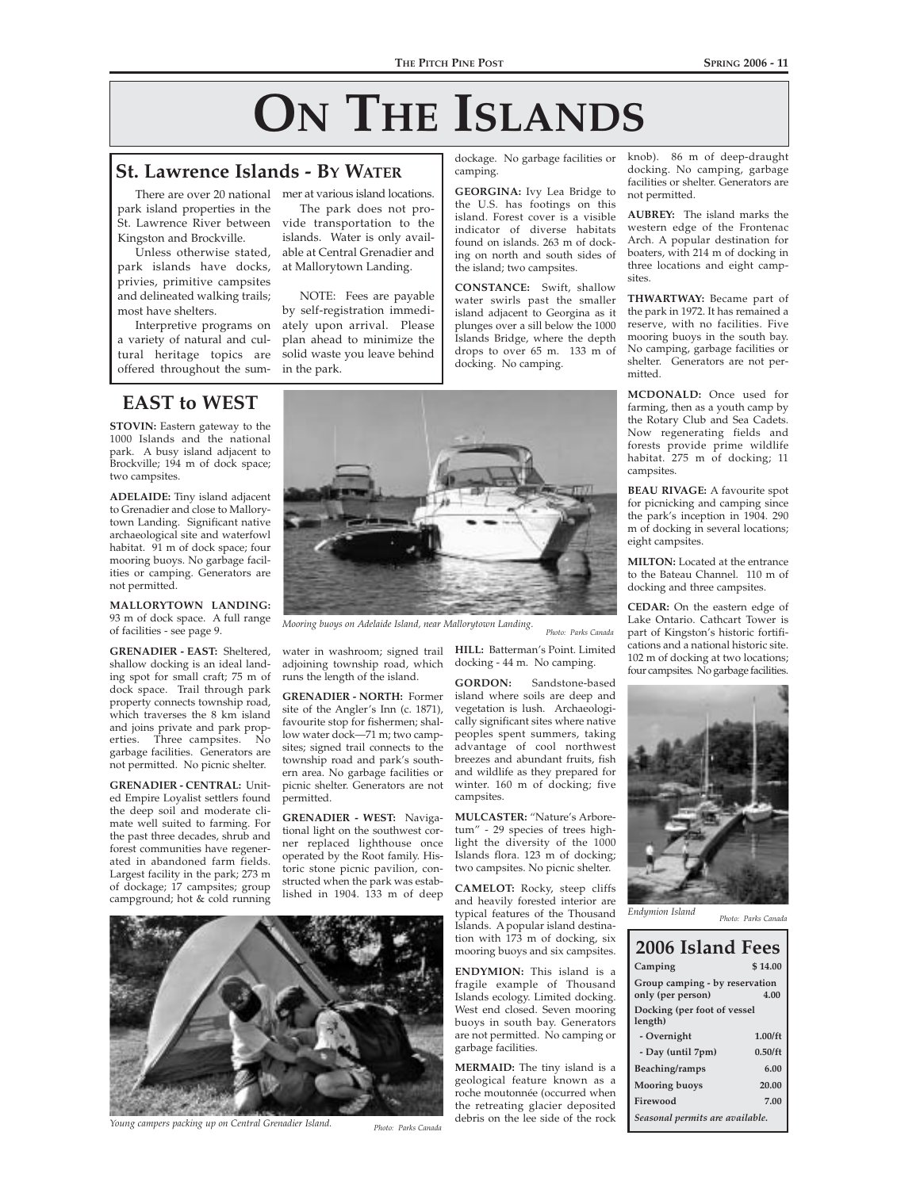# ON THE ISLANDS

## St. Lawrence Islands - BY WATER

There are over 20 national park island properties in the St. Lawrence River between Kingston and Brockville.

Unless otherwise stated, park islands have docks, privies, primitive campsites and delineated walking trails; most have shelters.

Interpretive programs on a variety of natural and cultural heritage topics are offered throughout the summer at various island locations.

The park does not provide transportation to the islands. Water is only available at Central Grenadier and at Mallorytown Landing.

NOTE: Fees are payable by self-registration immediately upon arrival. Please plan ahead to minimize the solid waste you leave behind in the park.

## EAST to WEST

**STOVIN:** Eastern gateway to the 1000 Islands and the national park. A busy island adjacent to Brockville; 194 m of dock space; two campsites.

**ADELAIDE:** Tiny island adjacent to Grenadier and close to Mallorytown Landing. Significant native archaeological site and waterfowl habitat. 91 m of dock space; four mooring buoys. No garbage facilities or camping. Generators are not permitted.

**MALLORYTOWN LANDING:** 93 m of dock space. A full range of facilities - see page 9.

*Mooring buoys on Adelaide Island, near Mallorytown Landing.* *Photo: Parks Canada*

**GRENADIER - EAST:** Sheltered, shallow docking is an ideal landing spot for small craft; 75 m of dock space. Trail through park property connects township road, which traverses the 8 km island and joins private and park properties. Three campsites. No garbage facilities. Generators are not permitted. No picnic shelter.

**GRENADIER - CENTRAL:** United Empire Loyalist settlers found the deep soil and moderate climate well suited to farming. For the past three decades, shrub and forest communities have regenerated in abandoned farm fields. Largest facility in the park; 273 m of dockage; 17 campsites; group campground; hot & cold running water in washroom; signed trail adjoining township road, which runs the length of the island.

**GRENADIER - NORTH:** Former site of the Angler's Inn (c. 1871), favourite stop for fishermen; shallow water dock—71 m; two campsites; signed trail connects to the township road and park's southern area. No garbage facilities or picnic shelter. Generators are not permitted.

**GRENADIER - WEST:** Navigational light on the southwest corner replaced lighthouse once operated by the Root family. Historic stone picnic pavilion, constructed when the park was established in 1904. 133 m of deep dockage. No garbage facilities or camping.

*Young campers packing up on Central Grenadier Island.* *Photo: Parks Canada*

**GEORGINA:** Ivy Lea Bridge to the U.S. has footings on this island. Forest cover is a visible indicator of diverse habitats found on islands. 263 m of docking on north and south sides of the island; two campsites.

**CONSTANCE:** Swift, shallow water swirls past the smaller island adjacent to Georgina as it plunges over a sill below the 1000 Islands Bridge, where the depth drops to over 65 m. 133 m of docking. No camping.

**HILL:** Batterman's Point. Limited docking - 44 m. No camping.

**GORDON:** Sandstone-based island where soils are deep and vegetation is lush. Archaeologically significant sites where native peoples spent summers, taking advantage of cool northwest breezes and abundant fruits, fish and wildlife as they prepared for winter. 160 m of docking; five campsites.

**MULCASTER:** "Nature's Arboretum" - 29 species of trees highlight the diversity of the 1000 Islands flora. 123 m of docking; two campsites. No picnic shelter.

**CAMELOT:** Rocky, steep cliffs and heavily forested interior are typical features of the Thousand Islands. A popular island destination with 173 m of docking, six mooring buoys and six campsites.

**ENDYMION:** This island is a fragile example of Thousand Islands ecology. Limited docking. West end closed. Seven mooring buoys in south bay. Generators are not permitted. No camping or garbage facilities.

**MERMAID:** The tiny island is a geological feature known as a roche moutonnée (occurred when the retreating glacier deposited debris on the lee side of the rock knob). 86 m of deep-draught docking. No camping, garbage facilities or shelter. Generators are not permitted.

**AUBREY:** The island marks the western edge of the Frontenac Arch. A popular destination for boaters, with 214 m of docking in three locations and eight campsites.

**THWARTWAY:** Became part of the park in 1972. It has remained a reserve, with no facilities. Five mooring buoys in the south bay. No camping, garbage facilities or shelter. Generators are not permitted.

**MCDONALD:** Once used for farming, then as a youth camp by the Rotary Club and Sea Cadets. Now regenerating fields and forests provide prime wildlife habitat. 275 m of docking; 11 campsites.

**BEAU RIVAGE:** A favourite spot for picnicking and camping since the park's inception in 1904. 290 m of docking in several locations; eight campsites.

**MILTON:** Located at the entrance to the Bateau Channel. 110 m of docking and three campsites.

**CEDAR:** On the eastern edge of Lake Ontario. Cathcart Tower is part of Kingston's historic fortifications and a national historic site. 102 m of docking at two locations; four campsites. No garbage facilities.

*Endymion Island* *Photo: Parks Canada*

## 2006 Island Fees

| | |
|---|---|
| **Camping** | **$ 14.00** |
| **Group camping - by reservation only (per person)** | **4.00** |
| **Docking (per foot of vessel length)** | |
| **- Overnight** | **1.00/ft** |
| **- Day (until 7pm)** | **0.50/ft** |
| **Beaching/ramps** | **6.00** |
| **Mooring buoys** | **20.00** |
| **Firewood** | **7.00** |

***Seasonal permits are available.***